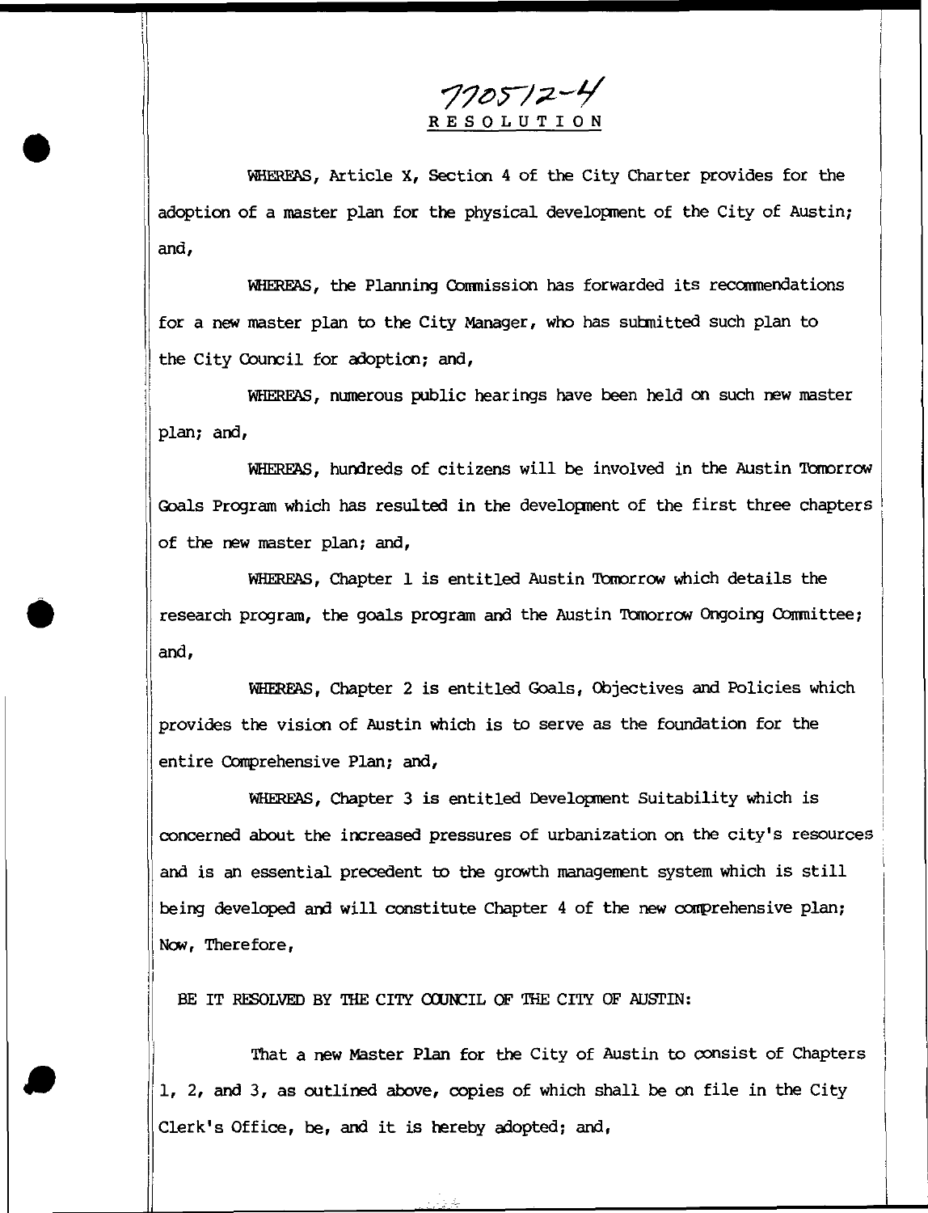770512-4

# RESOLUTION

WHEREAS, Article X, Section 4 of the City Charter provides for the adoption of a master plan for the physical development of the City of Austin; and,

WHEREAS, the Planning Commission has forwarded its recommendations for a new master plan to the City Manager, who has submitted such plan to the City Council for adoption; and,

WHEREAS, numerous public hearings have been held on such new master plan; and,

WHEREAS, hundreds of citizens will be involved in the Austin Tomorrow Goals Program which has resulted in the development of the first three chapters of the new master plan; and,

WHEREAS, Chapter 1 is entitled Austin Tomorrow which details the research program, the goals program and the Austin Tomorrow Ongoing Committee; and,

WHEREAS, Chapter 2 is entitled Goals, Objectives and Policies which provides the vision of Austin which is to serve as the foundation for the entire Comprehensive Plan; and,

WHEREAS, Chapter 3 is entitled Development Suitability which is concerned about the increased pressures of urbanization on the city's resources and is an essential precedent to the growth management system which is still being developed and will constitute Chapter 4 of the new comprehensive plan; Now, Therefore,

BE IT RESOLVED BY THE CITY COUNCIL OF THE CITY OF AUSTIN:

That a new Master Plan for the City of Austin to consist of Chapters 1, 2, and 3, as outlined above, copies of which shall be on file in the City Clerk's Office, be, and it is hereby adopted; and,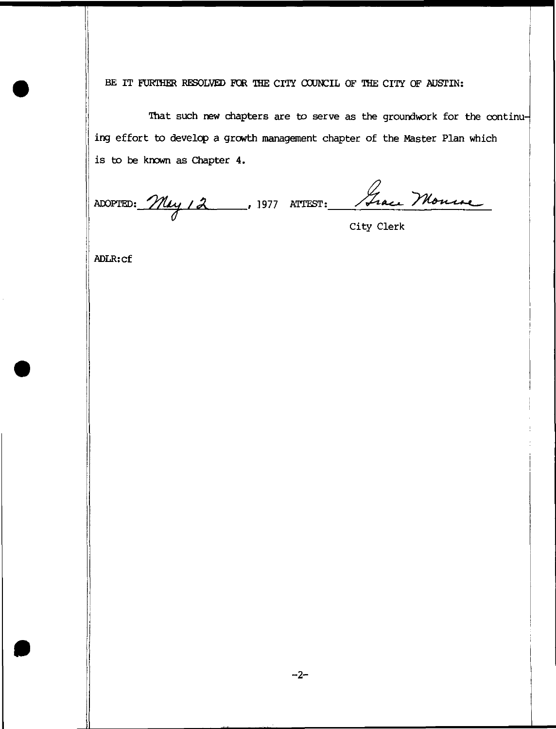BE IT FURTHER RESOLVED FOR THE CITY COUNCIL OF THE CITY OF AUSTIN:

That such new chapters are to serve as the groundwork for the continuing effort to develop a growth management chapter of the Master Plan which is to be known as Chapter 4.

ADOPTED: May 12, 1977 ATTEST: Grace Monroe

City Clerk

ADLR:cf